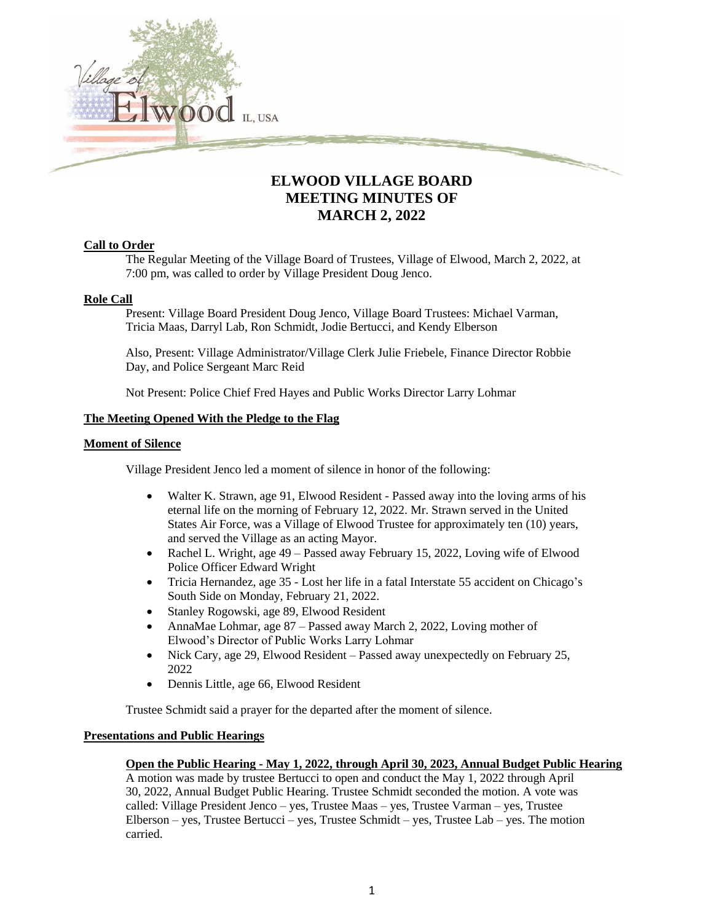# ELWOOD VILLAGE BOARD MEETING MINUTES OF MARCH 2, 2022

**Call to Order**

The Regular Meeting of the Village Board of Trustees, Village of Elwood, March 2, 2022, at 7:00 pm, was called to order by Village President Doug Jenco.

**Role Call**

Present: Village Board President Doug Jenco, Village Board Trustees: Michael Varman, Tricia Maas, Darryl Lab, Ron Schmidt, Jodie Bertucci, and Kendy Elberson

Also, Present: Village Administrator/Village Clerk Julie Friebele, Finance Director Robbie Day, and Police Sergeant Marc Reid

Not Present: Police Chief Fred Hayes and Public Works Director Larry Lohmar

**The Meeting Opened With the Pledge to the Flag**

**Moment of Silence**

Village President Jenco led a moment of silence in honor of the following:

- Walter K. Strawn, age 91, Elwood Resident - Passed away into the loving arms of his eternal life on the morning of February 12, 2022. Mr. Strawn served in the United States Air Force, was a Village of Elwood Trustee for approximately ten (10) years, and served the Village as an acting Mayor.
- Rachel L. Wright, age 49 – Passed away February 15, 2022, Loving wife of Elwood Police Officer Edward Wright
- Tricia Hernandez, age 35 - Lost her life in a fatal Interstate 55 accident on Chicago's South Side on Monday, February 21, 2022.
- Stanley Rogowski, age 89, Elwood Resident
- AnnaMae Lohmar, age 87 – Passed away March 2, 2022, Loving mother of Elwood's Director of Public Works Larry Lohmar
- Nick Cary, age 29, Elwood Resident – Passed away unexpectedly on February 25, 2022
- Dennis Little, age 66, Elwood Resident

Trustee Schmidt said a prayer for the departed after the moment of silence.

**Presentations and Public Hearings**

**Open the Public Hearing - May 1, 2022, through April 30, 2023, Annual Budget Public Hearing**

A motion was made by trustee Bertucci to open and conduct the May 1, 2022 through April 30, 2022, Annual Budget Public Hearing. Trustee Schmidt seconded the motion. A vote was called: Village President Jenco – yes, Trustee Maas – yes, Trustee Varman – yes, Trustee Elberson – yes, Trustee Bertucci – yes, Trustee Schmidt – yes, Trustee Lab – yes. The motion carried.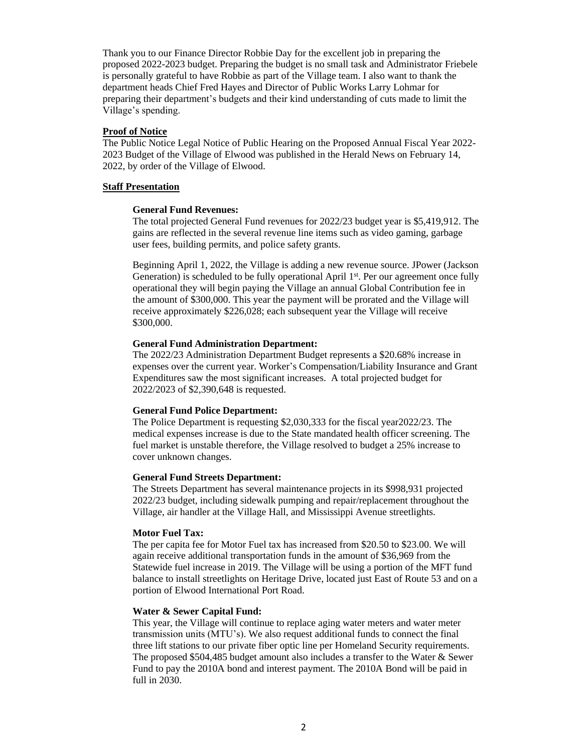Thank you to our Finance Director Robbie Day for the excellent job in preparing the proposed 2022-2023 budget. Preparing the budget is no small task and Administrator Friebele is personally grateful to have Robbie as part of the Village team. I also want to thank the department heads Chief Fred Hayes and Director of Public Works Larry Lohmar for preparing their department's budgets and their kind understanding of cuts made to limit the Village's spending.

**Proof of Notice**

The Public Notice Legal Notice of Public Hearing on the Proposed Annual Fiscal Year 2022-2023 Budget of the Village of Elwood was published in the Herald News on February 14, 2022, by order of the Village of Elwood.

**Staff Presentation**

**General Fund Revenues:**

The total projected General Fund revenues for 2022/23 budget year is $5,419,912. The gains are reflected in the several revenue line items such as video gaming, garbage user fees, building permits, and police safety grants.

Beginning April 1, 2022, the Village is adding a new revenue source. JPower (Jackson Generation) is scheduled to be fully operational April 1st. Per our agreement once fully operational they will begin paying the Village an annual Global Contribution fee in the amount of $300,000. This year the payment will be prorated and the Village will receive approximately $226,028; each subsequent year the Village will receive $300,000.

**General Fund Administration Department:**

The 2022/23 Administration Department Budget represents a $20.68% increase in expenses over the current year. Worker's Compensation/Liability Insurance and Grant Expenditures saw the most significant increases. A total projected budget for 2022/2023 of $2,390,648 is requested.

**General Fund Police Department:**

The Police Department is requesting $2,030,333 for the fiscal year2022/23. The medical expenses increase is due to the State mandated health officer screening. The fuel market is unstable therefore, the Village resolved to budget a 25% increase to cover unknown changes.

**General Fund Streets Department:**

The Streets Department has several maintenance projects in its $998,931 projected 2022/23 budget, including sidewalk pumping and repair/replacement throughout the Village, air handler at the Village Hall, and Mississippi Avenue streetlights.

**Motor Fuel Tax:**

The per capita fee for Motor Fuel tax has increased from $20.50 to $23.00. We will again receive additional transportation funds in the amount of $36,969 from the Statewide fuel increase in 2019. The Village will be using a portion of the MFT fund balance to install streetlights on Heritage Drive, located just East of Route 53 and on a portion of Elwood International Port Road.

**Water & Sewer Capital Fund:**

This year, the Village will continue to replace aging water meters and water meter transmission units (MTU's). We also request additional funds to connect the final three lift stations to our private fiber optic line per Homeland Security requirements. The proposed $504,485 budget amount also includes a transfer to the Water & Sewer Fund to pay the 2010A bond and interest payment. The 2010A Bond will be paid in full in 2030.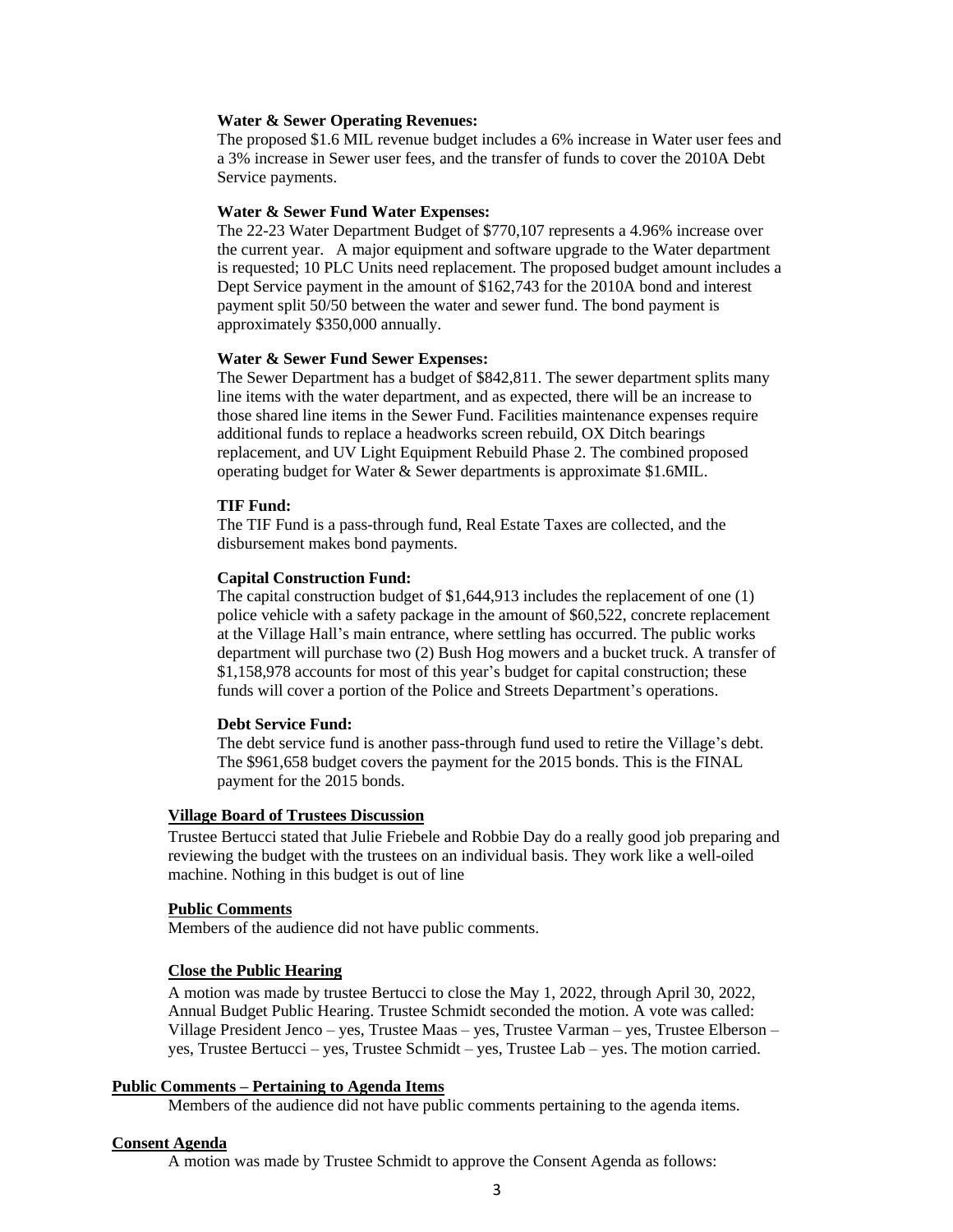**Water & Sewer Operating Revenues:**

The proposed $1.6 MIL revenue budget includes a 6% increase in Water user fees and a 3% increase in Sewer user fees, and the transfer of funds to cover the 2010A Debt Service payments.

**Water & Sewer Fund Water Expenses:**

The 22-23 Water Department Budget of $770,107 represents a 4.96% increase over the current year. A major equipment and software upgrade to the Water department is requested; 10 PLC Units need replacement. The proposed budget amount includes a Dept Service payment in the amount of $162,743 for the 2010A bond and interest payment split 50/50 between the water and sewer fund. The bond payment is approximately $350,000 annually.

**Water & Sewer Fund Sewer Expenses:**

The Sewer Department has a budget of $842,811. The sewer department splits many line items with the water department, and as expected, there will be an increase to those shared line items in the Sewer Fund. Facilities maintenance expenses require additional funds to replace a headworks screen rebuild, OX Ditch bearings replacement, and UV Light Equipment Rebuild Phase 2. The combined proposed operating budget for Water & Sewer departments is approximate $1.6MIL.

**TIF Fund:**

The TIF Fund is a pass-through fund, Real Estate Taxes are collected, and the disbursement makes bond payments.

**Capital Construction Fund:**

The capital construction budget of $1,644,913 includes the replacement of one (1) police vehicle with a safety package in the amount of $60,522, concrete replacement at the Village Hall's main entrance, where settling has occurred. The public works department will purchase two (2) Bush Hog mowers and a bucket truck. A transfer of $1,158,978 accounts for most of this year's budget for capital construction; these funds will cover a portion of the Police and Streets Department's operations.

**Debt Service Fund:**

The debt service fund is another pass-through fund used to retire the Village's debt. The $961,658 budget covers the payment for the 2015 bonds. This is the FINAL payment for the 2015 bonds.

**Village Board of Trustees Discussion**

Trustee Bertucci stated that Julie Friebele and Robbie Day do a really good job preparing and reviewing the budget with the trustees on an individual basis. They work like a well-oiled machine. Nothing in this budget is out of line

**Public Comments**

Members of the audience did not have public comments.

**Close the Public Hearing**

A motion was made by trustee Bertucci to close the May 1, 2022, through April 30, 2022, Annual Budget Public Hearing. Trustee Schmidt seconded the motion. A vote was called: Village President Jenco – yes, Trustee Maas – yes, Trustee Varman – yes, Trustee Elberson – yes, Trustee Bertucci – yes, Trustee Schmidt – yes, Trustee Lab – yes. The motion carried.

**Public Comments – Pertaining to Agenda Items**

Members of the audience did not have public comments pertaining to the agenda items.

**Consent Agenda**

A motion was made by Trustee Schmidt to approve the Consent Agenda as follows: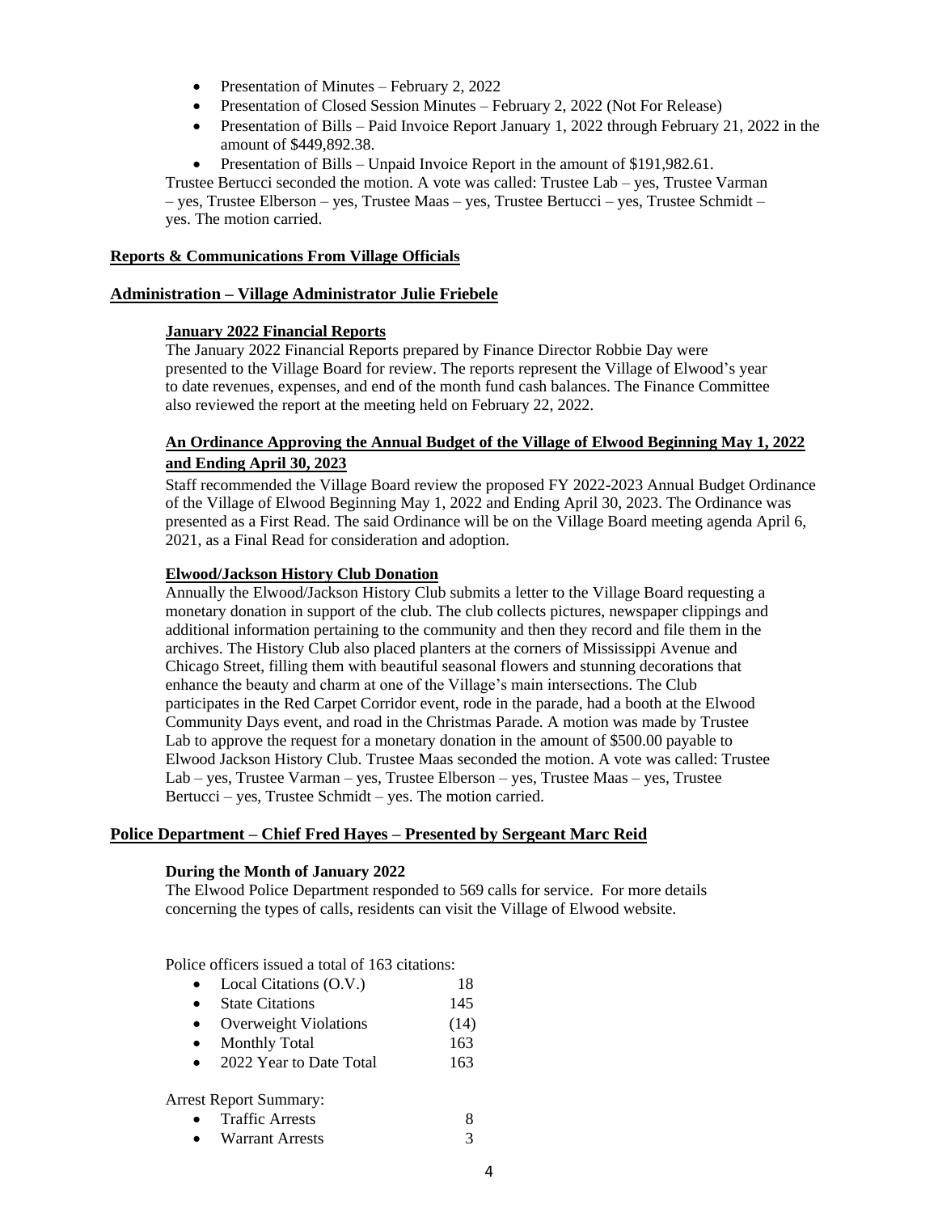- Presentation of Minutes – February 2, 2022
- Presentation of Closed Session Minutes – February 2, 2022 (Not For Release)
- Presentation of Bills – Paid Invoice Report January 1, 2022 through February 21, 2022 in the amount of $449,892.38.
- Presentation of Bills – Unpaid Invoice Report in the amount of $191,982.61.

Trustee Bertucci seconded the motion. A vote was called: Trustee Lab – yes, Trustee Varman – yes, Trustee Elberson – yes, Trustee Maas – yes, Trustee Bertucci – yes, Trustee Schmidt – yes. The motion carried.

## Reports & Communications From Village Officials

## Administration – Village Administrator Julie Friebele

### January 2022 Financial Reports

The January 2022 Financial Reports prepared by Finance Director Robbie Day were presented to the Village Board for review. The reports represent the Village of Elwood's year to date revenues, expenses, and end of the month fund cash balances. The Finance Committee also reviewed the report at the meeting held on February 22, 2022.

### An Ordinance Approving the Annual Budget of the Village of Elwood Beginning May 1, 2022 and Ending April 30, 2023

Staff recommended the Village Board review the proposed FY 2022-2023 Annual Budget Ordinance of the Village of Elwood Beginning May 1, 2022 and Ending April 30, 2023. The Ordinance was presented as a First Read. The said Ordinance will be on the Village Board meeting agenda April 6, 2021, as a Final Read for consideration and adoption.

### Elwood/Jackson History Club Donation

Annually the Elwood/Jackson History Club submits a letter to the Village Board requesting a monetary donation in support of the club. The club collects pictures, newspaper clippings and additional information pertaining to the community and then they record and file them in the archives. The History Club also placed planters at the corners of Mississippi Avenue and Chicago Street, filling them with beautiful seasonal flowers and stunning decorations that enhance the beauty and charm at one of the Village's main intersections. The Club participates in the Red Carpet Corridor event, rode in the parade, had a booth at the Elwood Community Days event, and road in the Christmas Parade. A motion was made by Trustee Lab to approve the request for a monetary donation in the amount of $500.00 payable to Elwood Jackson History Club. Trustee Maas seconded the motion. A vote was called: Trustee Lab – yes, Trustee Varman – yes, Trustee Elberson – yes, Trustee Maas – yes, Trustee Bertucci – yes, Trustee Schmidt – yes. The motion carried.

## Police Department – Chief Fred Hayes – Presented by Sergeant Marc Reid

### During the Month of January 2022

The Elwood Police Department responded to 569 calls for service. For more details concerning the types of calls, residents can visit the Village of Elwood website.

Police officers issued a total of 163 citations:

- Local Citations (O.V.) 18
- State Citations 145
- Overweight Violations (14)
- Monthly Total 163
- 2022 Year to Date Total 163

Arrest Report Summary:

- Traffic Arrests 8
- Warrant Arrests 3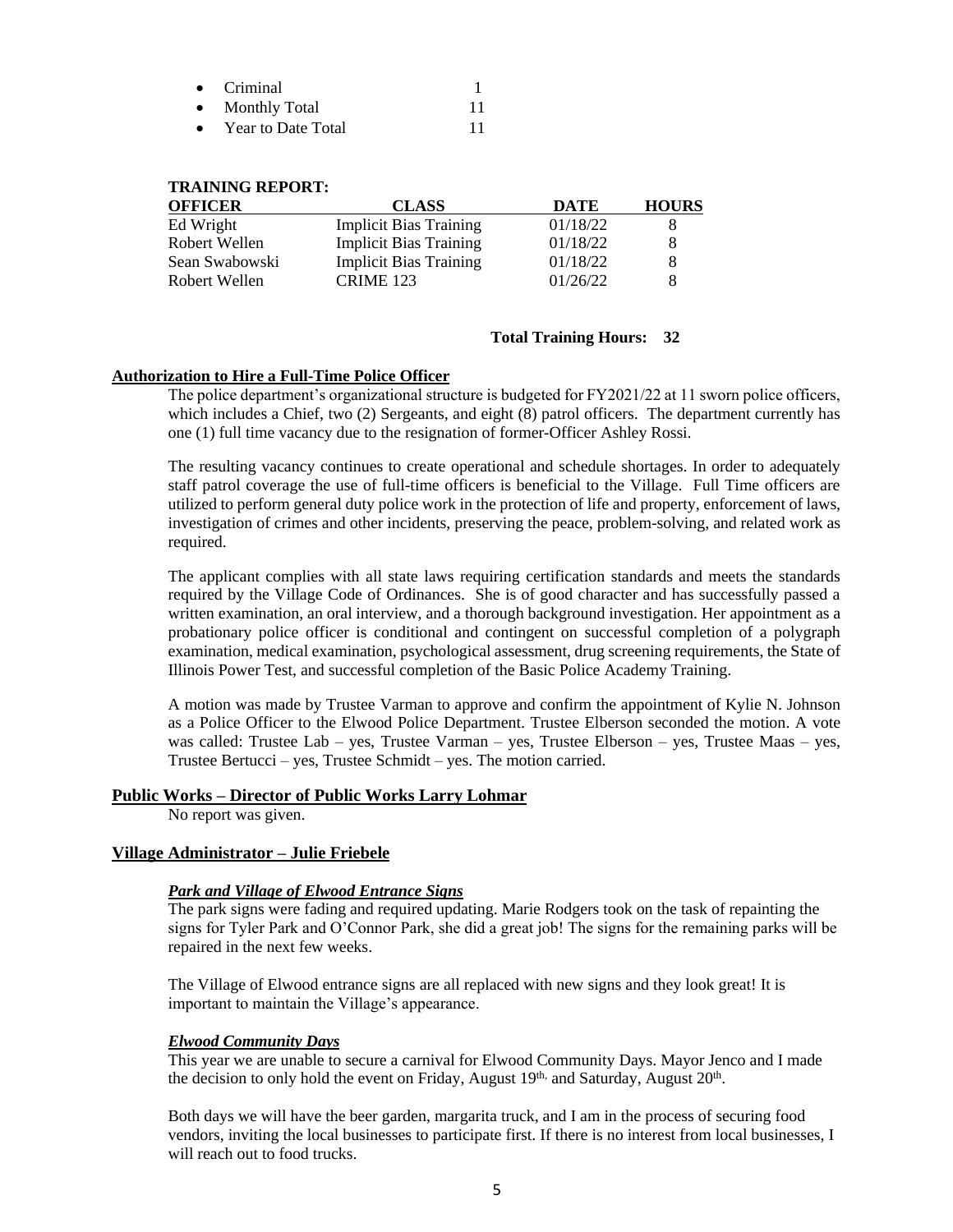- Criminal 1
- Monthly Total 11
- Year to Date Total 11

**TRAINING REPORT:**

| OFFICER | CLASS | DATE | HOURS |
|---|---|---|---|
| Ed Wright | Implicit Bias Training | 01/18/22 | 8 |
| Robert Wellen | Implicit Bias Training | 01/18/22 | 8 |
| Sean Swabowski | Implicit Bias Training | 01/18/22 | 8 |
| Robert Wellen | CRIME 123 | 01/26/22 | 8 |

**Total Training Hours: 32**

**Authorization to Hire a Full-Time Police Officer**

The police department's organizational structure is budgeted for FY2021/22 at 11 sworn police officers, which includes a Chief, two (2) Sergeants, and eight (8) patrol officers. The department currently has one (1) full time vacancy due to the resignation of former-Officer Ashley Rossi.

The resulting vacancy continues to create operational and schedule shortages. In order to adequately staff patrol coverage the use of full-time officers is beneficial to the Village. Full Time officers are utilized to perform general duty police work in the protection of life and property, enforcement of laws, investigation of crimes and other incidents, preserving the peace, problem-solving, and related work as required.

The applicant complies with all state laws requiring certification standards and meets the standards required by the Village Code of Ordinances. She is of good character and has successfully passed a written examination, an oral interview, and a thorough background investigation. Her appointment as a probationary police officer is conditional and contingent on successful completion of a polygraph examination, medical examination, psychological assessment, drug screening requirements, the State of Illinois Power Test, and successful completion of the Basic Police Academy Training.

A motion was made by Trustee Varman to approve and confirm the appointment of Kylie N. Johnson as a Police Officer to the Elwood Police Department. Trustee Elberson seconded the motion. A vote was called: Trustee Lab – yes, Trustee Varman – yes, Trustee Elberson – yes, Trustee Maas – yes, Trustee Bertucci – yes, Trustee Schmidt – yes. The motion carried.

**Public Works – Director of Public Works Larry Lohmar**

No report was given.

**Village Administrator – Julie Friebele**

***Park and Village of Elwood Entrance Signs***

The park signs were fading and required updating. Marie Rodgers took on the task of repainting the signs for Tyler Park and O'Connor Park, she did a great job! The signs for the remaining parks will be repaired in the next few weeks.

The Village of Elwood entrance signs are all replaced with new signs and they look great! It is important to maintain the Village's appearance.

***Elwood Community Days***

This year we are unable to secure a carnival for Elwood Community Days. Mayor Jenco and I made the decision to only hold the event on Friday, August 19th, and Saturday, August 20th.

Both days we will have the beer garden, margarita truck, and I am in the process of securing food vendors, inviting the local businesses to participate first. If there is no interest from local businesses, I will reach out to food trucks.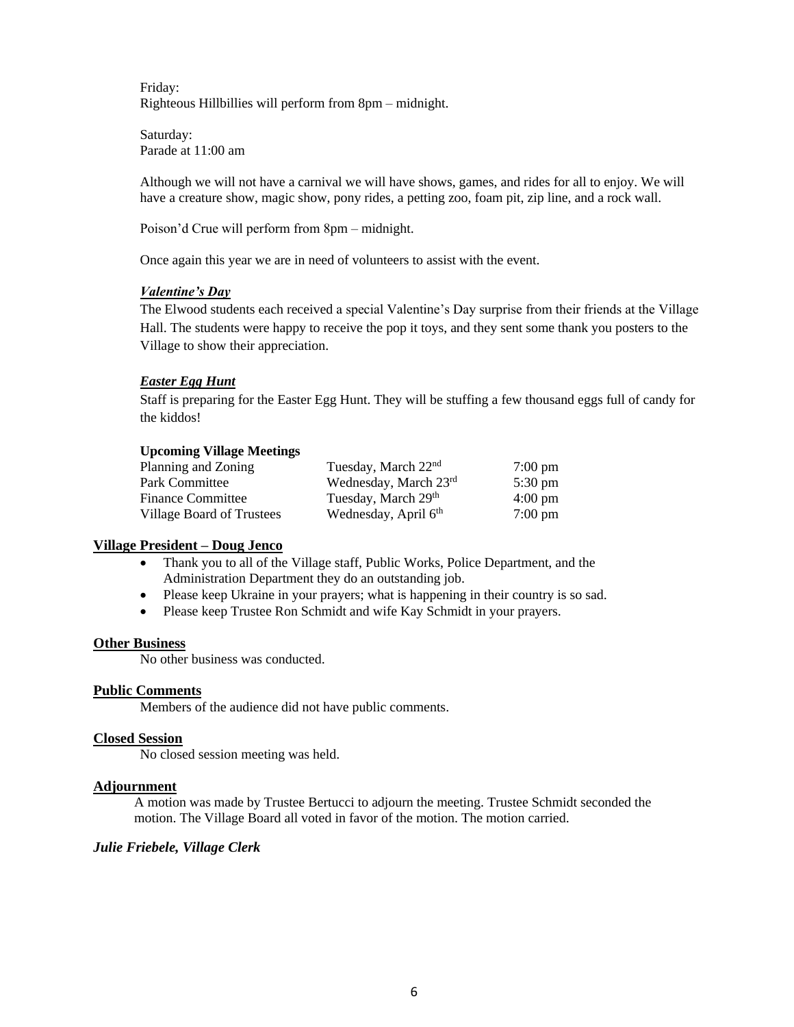Friday:
Righteous Hillbillies will perform from 8pm – midnight.

Saturday:
Parade at 11:00 am

Although we will not have a carnival we will have shows, games, and rides for all to enjoy. We will have a creature show, magic show, pony rides, a petting zoo, foam pit, zip line, and a rock wall.

Poison'd Crue will perform from 8pm – midnight.

Once again this year we are in need of volunteers to assist with the event.

***Valentine's Day***

The Elwood students each received a special Valentine's Day surprise from their friends at the Village Hall. The students were happy to receive the pop it toys, and they sent some thank you posters to the Village to show their appreciation.

***Easter Egg Hunt***

Staff is preparing for the Easter Egg Hunt. They will be stuffing a few thousand eggs full of candy for the kiddos!

**Upcoming Village Meetings**

| | | |
|---|---|---|
| Planning and Zoning | Tuesday, March 22nd | 7:00 pm |
| Park Committee | Wednesday, March 23rd | 5:30 pm |
| Finance Committee | Tuesday, March 29th | 4:00 pm |
| Village Board of Trustees | Wednesday, April 6th | 7:00 pm |

## Village President – Doug Jenco

- Thank you to all of the Village staff, Public Works, Police Department, and the Administration Department they do an outstanding job.
- Please keep Ukraine in your prayers; what is happening in their country is so sad.
- Please keep Trustee Ron Schmidt and wife Kay Schmidt in your prayers.

## Other Business

No other business was conducted.

## Public Comments

Members of the audience did not have public comments.

## Closed Session

No closed session meeting was held.

## Adjournment

A motion was made by Trustee Bertucci to adjourn the meeting. Trustee Schmidt seconded the motion. The Village Board all voted in favor of the motion. The motion carried.

***Julie Friebele, Village Clerk***